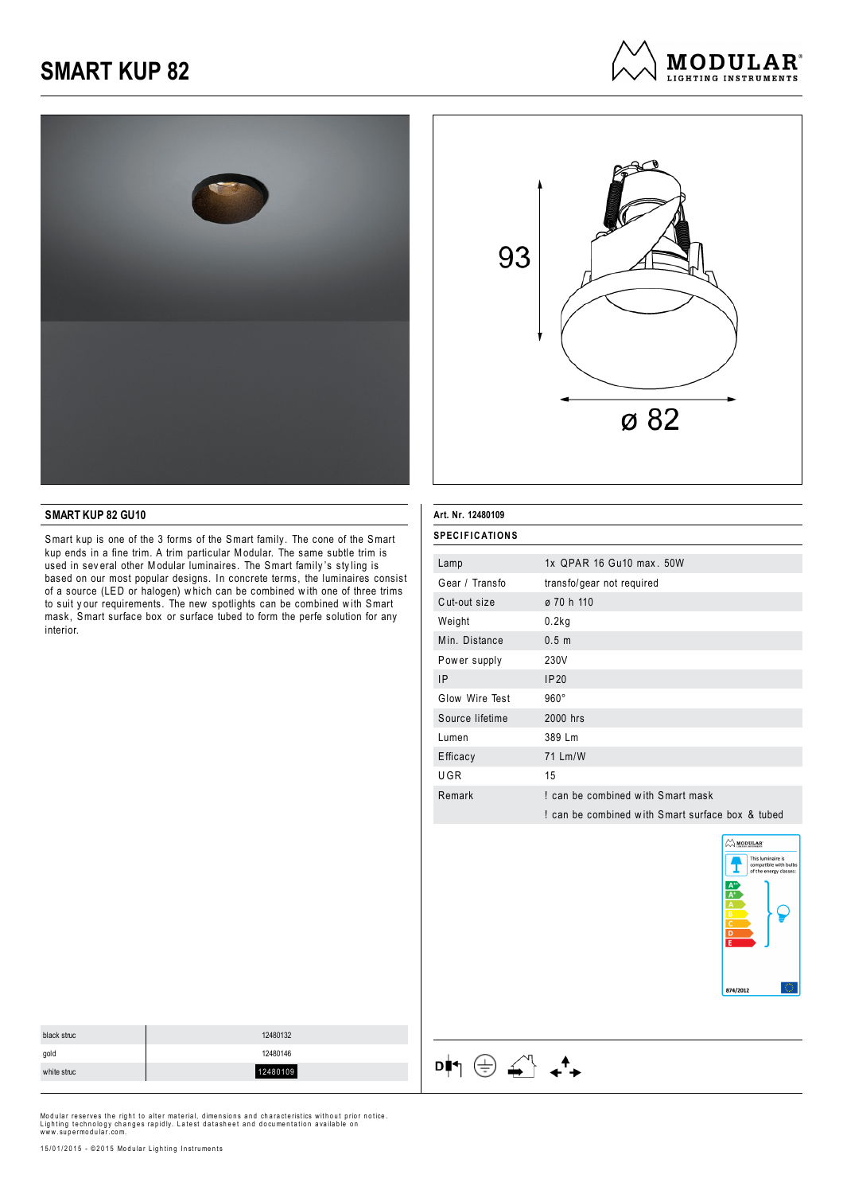# SMART KUP 82

MODULAR LIGHTING INSTRUMENTS

93

ø 82

## SMART KUP 82 GU10

Smart kup is one of the 3 forms of the Smart family. The cone of the Smart kup ends in a fine trim. A trim particular Modular. The same subtle trim is used in several other Modular luminaires. The Smart family's styling is based on our most popular designs. In concrete terms, the luminaires consist of a source (LED or halogen) which can be combined with one of three trims to suit your requirements. The new spotlights can be combined with Smart mask, Smart surface box or surface tubed to form the perfe solution for any interior.

**Art. Nr. 12480109**

**SPECIFICATIONS**

| | |
|---|---|
| Lamp | 1x QPAR 16 Gu10 max. 50W |
| Gear / Transfo | transfo/gear not required |
| Cut-out size | ø 70 h 110 |
| Weight | 0.2kg |
| Min. Distance | 0.5 m |
| Power supply | 230V |
| IP | IP20 |
| Glow Wire Test | 960° |
| Source lifetime | 2000 hrs |
| Lumen | 389 Lm |
| Efficacy | 71 Lm/W |
| UGR | 15 |
| Remark | ! can be combined with Smart mask |
| | ! can be combined with Smart surface box & tubed |

MODULAR

This luminaire is compatible with bulbs of the energy classes:

A++ A+ A B C D E

874/2012

| | |
|---|---|
| black struc | 12480132 |
| gold | 12480146 |
| white struc | 12480109 |

Modular reserves the right to alter material, dimensions and characteristics without prior notice. Lighting technology changes rapidly. Latest datasheet and documentation available on www.supermodular.com.

15/01/2015 - ©2015 Modular Lighting Instruments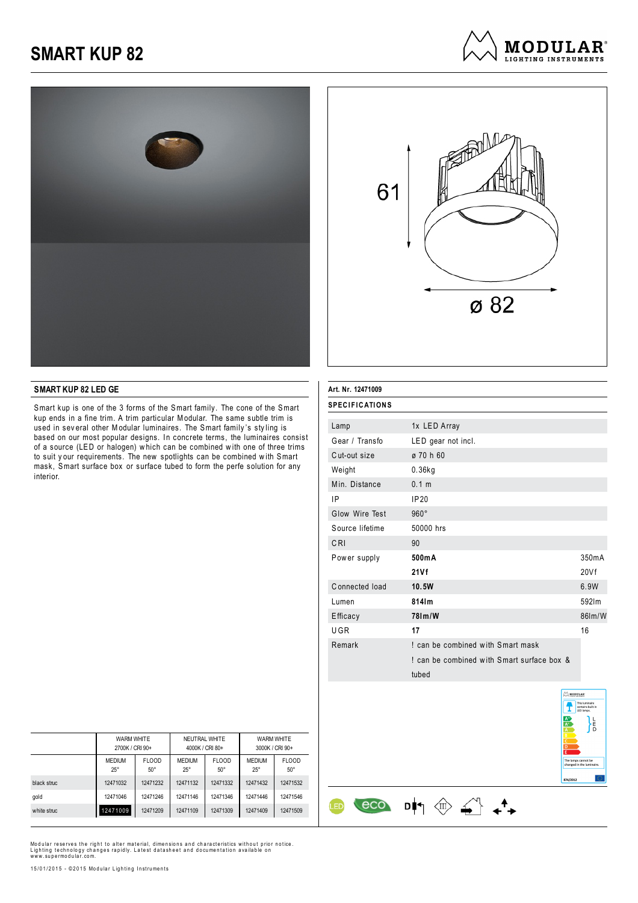# SMART KUP 82

61

ø 82

## SMART KUP 82 LED GE

Smart kup is one of the 3 forms of the Smart family. The cone of the Smart kup ends in a fine trim. A trim particular Modular. The same subtle trim is used in several other Modular luminaires. The Smart family's styling is based on our most popular designs. In concrete terms, the luminaires consist of a source (LED or halogen) which can be combined with one of three trims to suit your requirements. The new spotlights can be combined with Smart mask, Smart surface box or surface tubed to form the perfe solution for any interior.

| | WARM WHITE 2700K / CRI 90+ | | NEUTRAL WHITE 4000K / CRI 80+ | | WARM WHITE 3000K / CRI 90+ | |
|---|---|---|---|---|---|---|
| | MEDIUM 25° | FLOOD 50° | MEDIUM 25° | FLOOD 50° | MEDIUM 25° | FLOOD 50° |
| black struc | 12471032 | 12471232 | 12471132 | 12471332 | 12471432 | 12471532 |
| gold | 12471046 | 12471246 | 12471146 | 12471346 | 12471446 | 12471546 |
| white struc | **12471009** | 12471209 | 12471109 | 12471309 | 12471409 | 12471509 |

**Art. Nr. 12471009**

**SPECIFICATIONS**

| | | |
|---|---|---|
| Lamp | 1x LED Array | |
| Gear / Transfo | LED gear not incl. | |
| Cut-out size | ø 70 h 60 | |
| Weight | 0.36kg | |
| Min. Distance | 0.1 m | |
| IP | IP20 | |
| Glow Wire Test | 960° | |
| Source lifetime | 50000 hrs | |
| CRI | 90 | |
| Power supply | **500mA** | 350mA |
| | **21Vf** | 20Vf |
| Connected load | **10.5W** | 6.9W |
| Lumen | **814lm** | 592lm |
| Efficacy | **78lm/W** | 86lm/W |
| UGR | **17** | 16 |
| Remark | ! can be combined with Smart mask | |
| | ! can be combined with Smart surface box & tubed | |

Modular reserves the right to alter material, dimensions and characteristics without prior notice. Lighting technology changes rapidly. Latest datasheet and documentation available on www.supermodular.com.

15/01/2015 - ©2015 Modular Lighting Instruments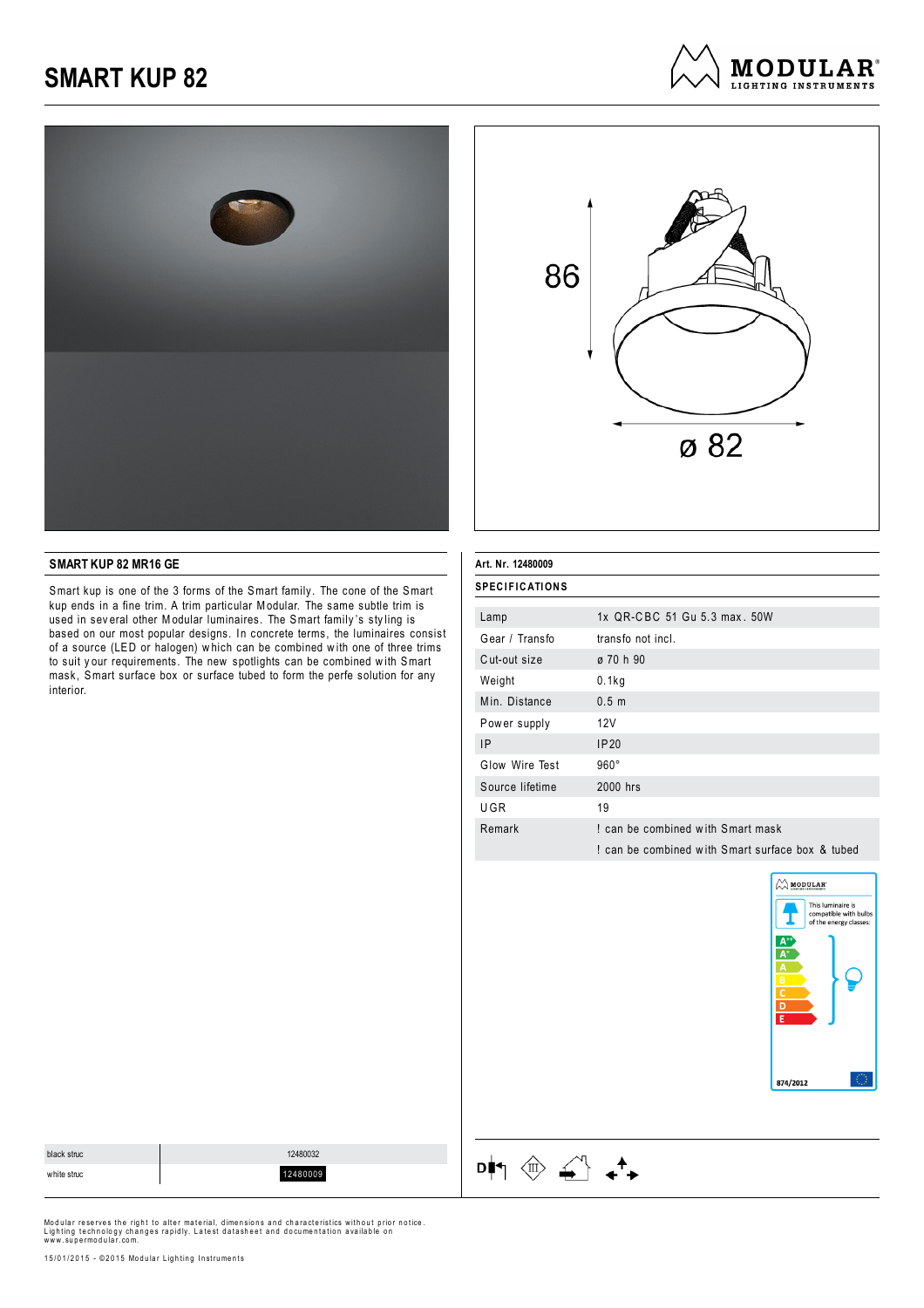# SMART KUP 82

86

ø 82

## SMART KUP 82 MR16 GE

Smart kup is one of the 3 forms of the Smart family. The cone of the Smart kup ends in a fine trim. A trim particular Modular. The same subtle trim is used in several other Modular luminaires. The Smart family's styling is based on our most popular designs. In concrete terms, the luminaires consist of a source (LED or halogen) which can be combined with one of three trims to suit your requirements. The new spotlights can be combined with Smart mask, Smart surface box or surface tubed to form the perfe solution for any interior.

**Art. Nr. 12480009**

### SPECIFICATIONS

| | |
|---|---|
| Lamp | 1x QR-CBC 51 Gu 5.3 max. 50W |
| Gear / Transfo | transfo not incl. |
| Cut-out size | ø 70 h 90 |
| Weight | 0.1kg |
| Min. Distance | 0.5 m |
| Power supply | 12V |
| IP | IP20 |
| Glow Wire Test | 960° |
| Source lifetime | 2000 hrs |
| UGR | 19 |
| Remark | ! can be combined with Smart mask<br>! can be combined with Smart surface box & tubed |

This luminaire is compatible with bulbs of the energy classes: A++, A+, A, B, C, D, E

874/2012

| | |
|---|---|
| black struc | 12480032 |
| white struc | 12480009 |

Modular reserves the right to alter material, dimensions and characteristics without prior notice. Lighting technology changes rapidly. Latest datasheet and documentation available on www.supermodular.com.

15/01/2015 - ©2015 Modular Lighting Instruments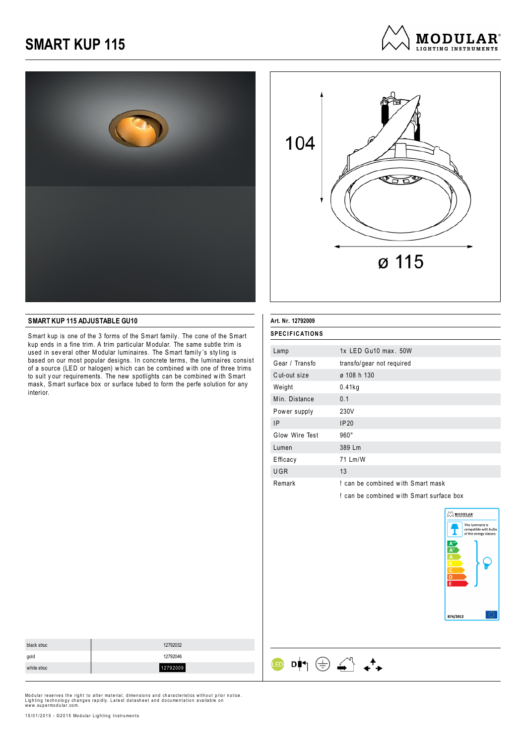# SMART KUP 115

104

ø 115

## SMART KUP 115 ADJUSTABLE GU10

Smart kup is one of the 3 forms of the Smart family. The cone of the Smart kup ends in a fine trim. A trim particular Modular. The same subtle trim is used in several other Modular luminaires. The Smart family's styling is based on our most popular designs. In concrete terms, the luminaires consist of a source (LED or halogen) which can be combined with one of three trims to suit your requirements. The new spotlights can be combined with Smart mask, Smart surface box or surface tubed to form the perfe solution for any interior.

**Art. Nr. 12792009**

**SPECIFICATIONS**

| | |
|---|---|
| Lamp | 1x LED Gu10 max. 50W |
| Gear / Transfo | transfo/gear not required |
| Cut-out size | ø 108 h 130 |
| Weight | 0.41kg |
| Min. Distance | 0.1 |
| Power supply | 230V |
| IP | IP20 |
| Glow Wire Test | 960° |
| Lumen | 389 Lm |
| Efficacy | 71 Lm/W |
| UGR | 13 |
| Remark | ! can be combined with Smart mask |
| | ! can be combined with Smart surface box |

This luminaire is compatible with bulbs of the energy classes: A++, A+, A, B, C, D, E

874/2012

| | |
|---|---|
| black struc | 12792032 |
| gold | 12792046 |
| white struc | 12792009 |

Modular reserves the right to alter material, dimensions and characteristics without prior notice. Lighting technology changes rapidly. Latest datasheet and documentation available on www.supermodular.com.

15/01/2015 - ©2015 Modular Lighting Instruments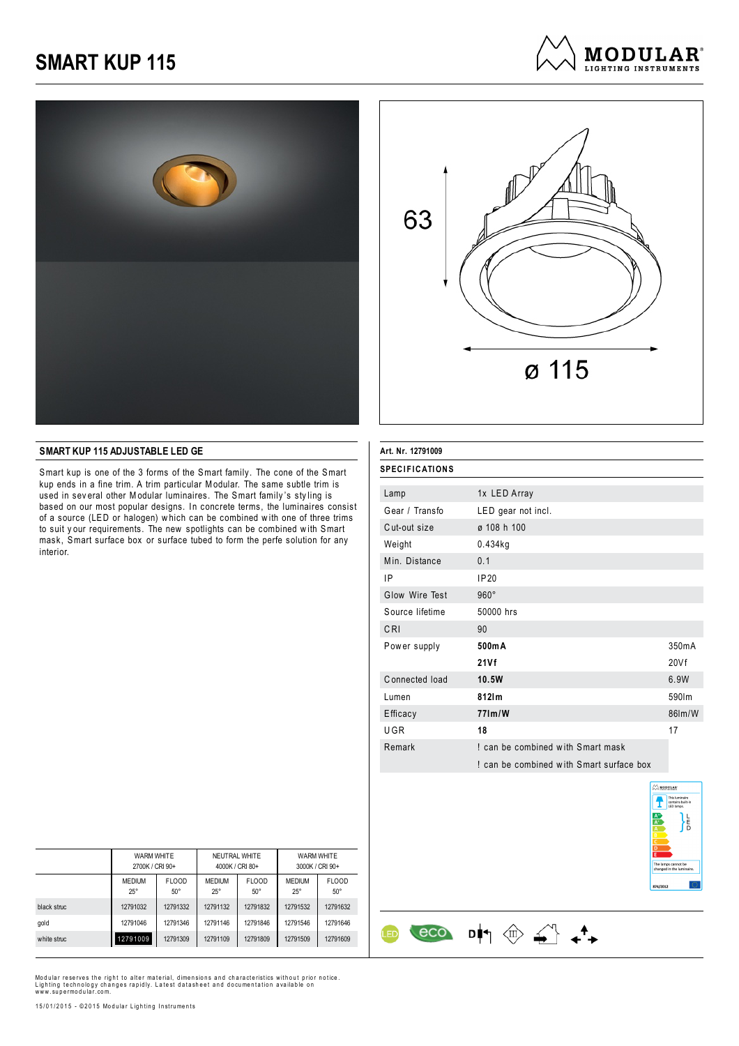# SMART KUP 115

63

ø 115

## SMART KUP 115 ADJUSTABLE LED GE

Smart kup is one of the 3 forms of the Smart family. The cone of the Smart kup ends in a fine trim. A trim particular Modular. The same subtle trim is used in several other Modular luminaires. The Smart family's styling is based on our most popular designs. In concrete terms, the luminaires consist of a source (LED or halogen) which can be combined with one of three trims to suit your requirements. The new spotlights can be combined with Smart mask, Smart surface box or surface tubed to form the perfe solution for any interior.

| | WARM WHITE 2700K / CRI 90+ | | NEUTRAL WHITE 4000K / CRI 80+ | | WARM WHITE 3000K / CRI 90+ | |
|---|---|---|---|---|---|---|
| | MEDIUM 25° | FLOOD 50° | MEDIUM 25° | FLOOD 50° | MEDIUM 25° | FLOOD 50° |
| black struc | 12791032 | 12791332 | 12791132 | 12791832 | 12791532 | 12791632 |
| gold | 12791046 | 12791346 | 12791146 | 12791846 | 12791546 | 12791646 |
| white struc | **12791009** | 12791309 | 12791109 | 12791809 | 12791509 | 12791609 |

**Art. Nr. 12791009**

### SPECIFICATIONS

| | | |
|---|---|---|
| Lamp | 1x LED Array | |
| Gear / Transfo | LED gear not incl. | |
| Cut-out size | ø 108 h 100 | |
| Weight | 0.434kg | |
| Min. Distance | 0.1 | |
| IP | IP20 | |
| Glow Wire Test | 960° | |
| Source lifetime | 50000 hrs | |
| CRI | 90 | |
| Power supply | **500mA** | 350mA |
| | **21Vf** | 20Vf |
| Connected load | **10.5W** | 6.9W |
| Lumen | **812lm** | 590lm |
| Efficacy | **77lm/W** | 86lm/W |
| UGR | **18** | 17 |
| Remark | ! can be combined with Smart mask | |
| | ! can be combined with Smart surface box | |

Modular reserves the right to alter material, dimensions and characteristics without prior notice. Lighting technology changes rapidly. Latest datasheet and documentation available on www.supermodular.com.

15/01/2015 - ©2015 Modular Lighting Instruments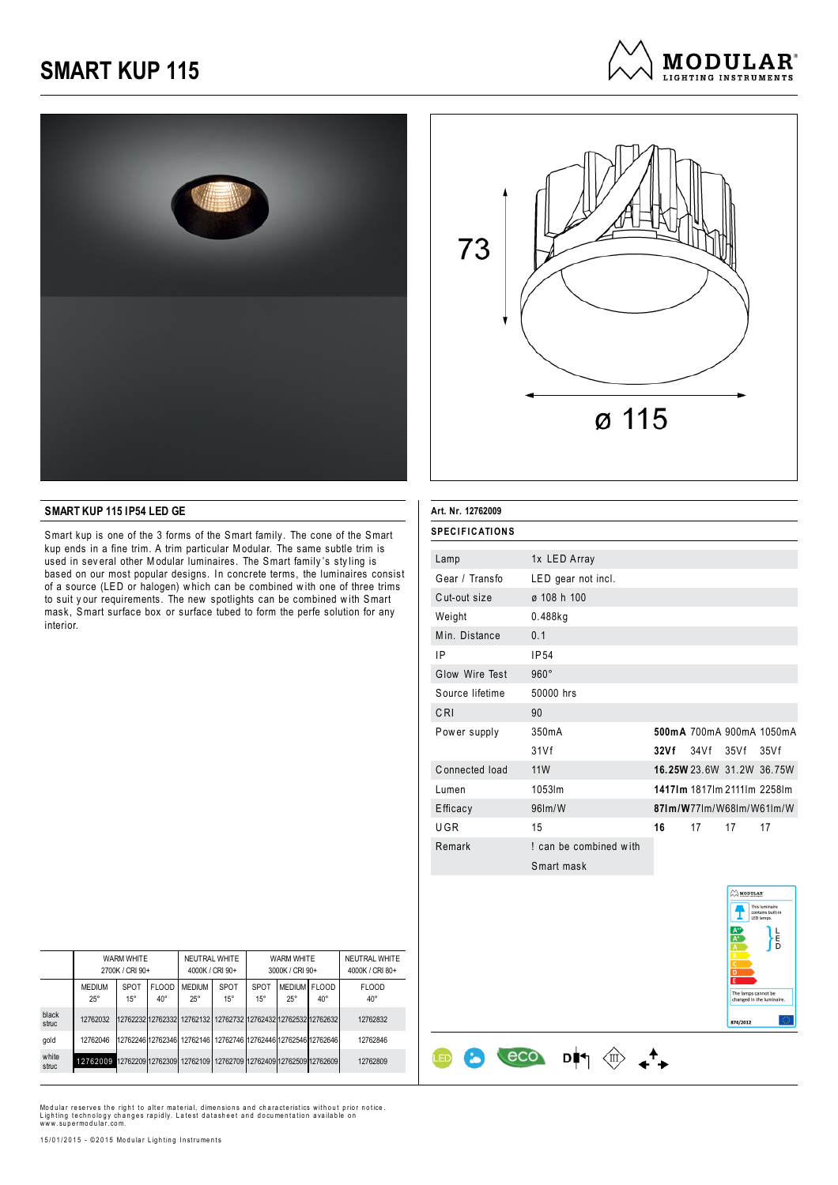# SMART KUP 115

73

ø 115

## SMART KUP 115 IP54 LED GE

Smart kup is one of the 3 forms of the Smart family. The cone of the Smart kup ends in a fine trim. A trim particular Modular. The same subtle trim is used in several other Modular luminaires. The Smart family's styling is based on our most popular designs. In concrete terms, the luminaires consist of a source (LED or halogen) which can be combined with one of three trims to suit your requirements. The new spotlights can be combined with Smart mask, Smart surface box or surface tubed to form the perfe solution for any interior.

**Art. Nr. 12762009**

**SPECIFICATIONS**

| | | | | | |
|---|---|---|---|---|---|
| Lamp | 1x LED Array | | | | |
| Gear / Transfo | LED gear not incl. | | | | |
| Cut-out size | ø 108 h 100 | | | | |
| Weight | 0.488kg | | | | |
| Min. Distance | 0.1 | | | | |
| IP | IP54 | | | | |
| Glow Wire Test | 960° | | | | |
| Source lifetime | 50000 hrs | | | | |
| CRI | 90 | | | | |
| Power supply | 350mA | **500mA** | 700mA | 900mA | 1050mA |
| | 31Vf | **32Vf** | 34Vf | 35Vf | 35Vf |
| Connected load | 11W | **16.25W** | 23.6W | 31.2W | 36.75W |
| Lumen | 1053lm | **1417lm** | 1817lm | 2111lm | 2258lm |
| Efficacy | 96lm/W | **87lm/W** | 77lm/W | 68lm/W | 61lm/W |
| UGR | 15 | **16** | 17 | 17 | 17 |
| Remark | ! can be combined with Smart mask | | | | |

| | WARM WHITE 2700K / CRI 90+ | | | NEUTRAL WHITE 4000K / CRI 90+ | | WARM WHITE 3000K / CRI 90+ | | | NEUTRAL WHITE 4000K / CRI 80+ |
|---|---|---|---|---|---|---|---|---|---|
| | MEDIUM 25° | SPOT 15° | FLOOD 40° | MEDIUM 25° | SPOT 15° | SPOT 15° | MEDIUM 25° | FLOOD 40° | FLOOD 40° |
| black struc | 12762032 | 12762232 | 12762332 | 12762132 | 12762732 | 12762432 | 12762532 | 12762632 | 12762832 |
| gold | 12762046 | 12762246 | 12762346 | 12762146 | 12762746 | 12762446 | 12762546 | 12762646 | 12762846 |
| white struc | **12762009** | 12762209 | 12762309 | 12762109 | 12762709 | 12762409 | 12762509 | 12762609 | 12762809 |

This luminaire contains built-in LED lamps. The lamps cannot be changed in the luminaire. 874/2012

Modular reserves the right to alter material, dimensions and characteristics without prior notice. Lighting technology changes rapidly. Latest datasheet and documentation available on www.supermodular.com.

15/01/2015 - ©2015 Modular Lighting Instruments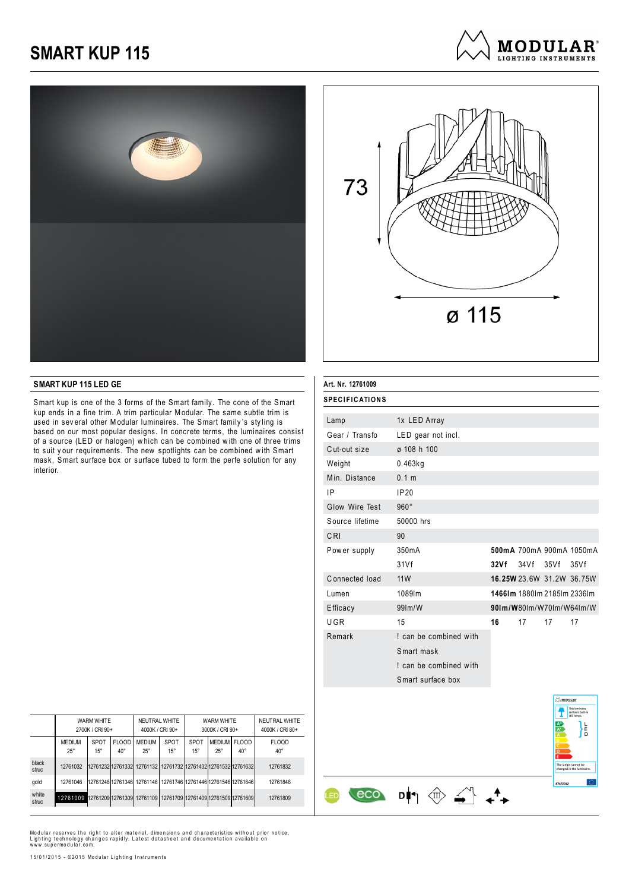# SMART KUP 115

MODULAR® LIGHTING INSTRUMENTS

73

ø 115

## SMART KUP 115 LED GE

Smart kup is one of the 3 forms of the Smart family. The cone of the Smart kup ends in a fine trim. A trim particular Modular. The same subtle trim is used in several other Modular luminaires. The Smart family's styling is based on our most popular designs. In concrete terms, the luminaires consist of a source (LED or halogen) which can be combined with one of three trims to suit your requirements. The new spotlights can be combined with Smart mask, Smart surface box or surface tubed to form the perfe solution for any interior.

| | WARM WHITE 2700K / CRI 90+ | | | NEUTRAL WHITE 4000K / CRI 90+ | | WARM WHITE 3000K / CRI 90+ | | | NEUTRAL WHITE 4000K / CRI 80+ |
|---|---|---|---|---|---|---|---|---|---|
| | MEDIUM 25° | SPOT 15° | FLOOD 40° | MEDIUM 25° | SPOT 15° | SPOT 15° | MEDIUM 25° | FLOOD 40° | FLOOD 40° |
| black struc | 12761032 | 12761232 | 12761332 | 12761132 | 12761732 | 12761432 | 12761532 | 12761632 | 12761832 |
| gold | 12761046 | 12761246 | 12761346 | 12761146 | 12761746 | 12761446 | 12761546 | 12761646 | 12761846 |
| white struc | **12761009** | 12761209 | 12761309 | 12761109 | 12761709 | 12761409 | 12761509 | 12761609 | 12761809 |

**Art. Nr. 12761009**

### SPECIFICATIONS

| | | | | | |
|---|---|---|---|---|---|
| Lamp | 1x LED Array | | | | |
| Gear / Transfo | LED gear not incl. | | | | |
| Cut-out size | ø 108 h 100 | | | | |
| Weight | 0.463kg | | | | |
| Min. Distance | 0.1 m | | | | |
| IP | IP20 | | | | |
| Glow Wire Test | 960° | | | | |
| Source lifetime | 50000 hrs | | | | |
| CRI | 90 | | | | |
| Power supply | 350mA | **500mA** | 700mA | 900mA | 1050mA |
| | 31Vf | **32Vf** | 34Vf | 35Vf | 35Vf |
| Connected load | 11W | **16.25W** | 23.6W | 31.2W | 36.75W |
| Lumen | 1089lm | **1466lm** | 1880lm | 2185lm | 2336lm |
| Efficacy | 99lm/W | **90lm/W** | 80lm/W | 70lm/W | 64lm/W |
| UGR | 15 | **16** | 17 | 17 | 17 |
| Remark | ! can be combined with Smart mask<br>! can be combined with Smart surface box | | | | |

Modular reserves the right to alter material, dimensions and characteristics without prior notice. Lighting technology changes rapidly. Latest datasheet and documentation available on www.supermodular.com.

15/01/2015 - ©2015 Modular Lighting Instruments